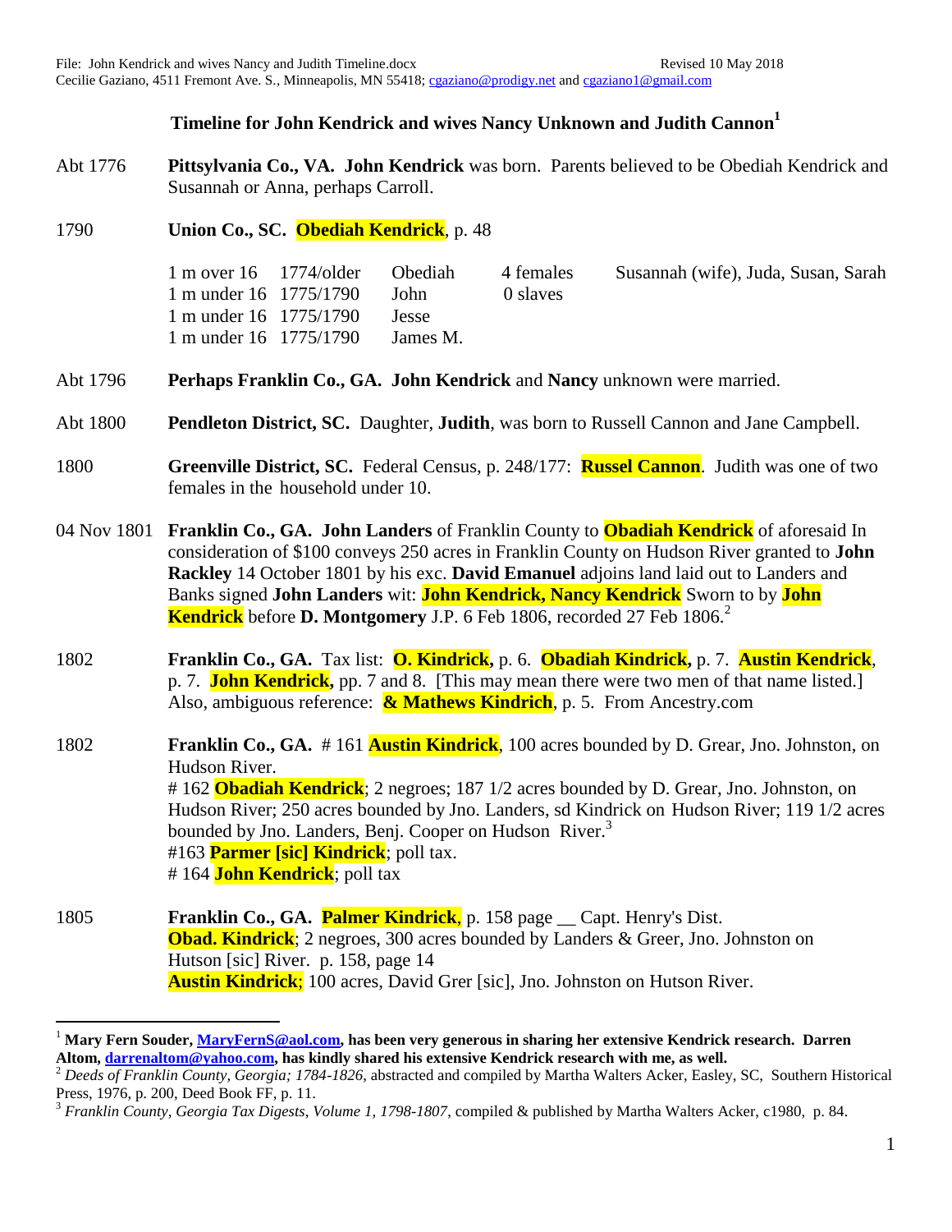File: John Kendrick and wives Nancy and Judith Timeline.docx Revised 10 May 2018
Cecilie Gaziano, 4511 Fremont Ave. S., Minneapolis, MN 55418; cgaziano@prodigy.net and cgaziano1@gmail.com

## Timeline for John Kendrick and wives Nancy Unknown and Judith Cannon[1]

Abt 1776 **Pittsylvania Co., VA. John Kendrick** was born. Parents believed to be Obediah Kendrick and Susannah or Anna, perhaps Carroll.

1790 **Union Co., SC. Obediah Kendrick**, p. 48

| | | | | |
|---|---|---|---|---|
| 1 m over 16 | 1774/older | Obediah | 4 females | Susannah (wife), Juda, Susan, Sarah |
| 1 m under 16 | 1775/1790 | John | 0 slaves | |
| 1 m under 16 | 1775/1790 | Jesse | | |
| 1 m under 16 | 1775/1790 | James M. | | |

Abt 1796 **Perhaps Franklin Co., GA. John Kendrick** and **Nancy** unknown were married.

Abt 1800 **Pendleton District, SC.** Daughter, **Judith**, was born to Russell Cannon and Jane Campbell.

1800 **Greenville District, SC.** Federal Census, p. 248/177: **Russel Cannon**. Judith was one of two females in the household under 10.

04 Nov 1801 **Franklin Co., GA. John Landers** of Franklin County to **Obadiah Kendrick** of aforesaid In consideration of $100 conveys 250 acres in Franklin County on Hudson River granted to **John Rackley** 14 October 1801 by his exc. **David Emanuel** adjoins land laid out to Landers and Banks signed **John Landers** wit: **John Kendrick, Nancy Kendrick** Sworn to by **John Kendrick** before **D. Montgomery** J.P. 6 Feb 1806, recorded 27 Feb 1806.[2]

1802 **Franklin Co., GA.** Tax list: **O. Kindrick,** p. 6. **Obadiah Kindrick,** p. 7. **Austin Kendrick**, p. 7. **John Kendrick,** pp. 7 and 8. [This may mean there were two men of that name listed.] Also, ambiguous reference: **& Mathews Kindrich**, p. 5. From Ancestry.com

1802 **Franklin Co., GA.** # 161 **Austin Kindrick**, 100 acres bounded by D. Grear, Jno. Johnston, on Hudson River.
# 162 **Obadiah Kendrick**; 2 negroes; 187 1/2 acres bounded by D. Grear, Jno. Johnston, on Hudson River; 250 acres bounded by Jno. Landers, sd Kindrick on Hudson River; 119 1/2 acres bounded by Jno. Landers, Benj. Cooper on Hudson River.[3]
#163 **Parmer [sic] Kindrick**; poll tax.
# 164 **John Kendrick**; poll tax

1805 **Franklin Co., GA. Palmer Kindrick**, p. 158 page __ Capt. Henry's Dist.
**Obad. Kindrick**; 2 negroes, 300 acres bounded by Landers & Greer, Jno. Johnston on Hutson [sic] River. p. 158, page 14
**Austin Kindrick**; 100 acres, David Grer [sic], Jno. Johnston on Hutson River.

---

[1] **Mary Fern Souder, MaryFernS@aol.com, has been very generous in sharing her extensive Kendrick research. Darren Altom, darrenaltom@yahoo.com, has kindly shared his extensive Kendrick research with me, as well.**

[2] *Deeds of Franklin County, Georgia; 1784-1826*, abstracted and compiled by Martha Walters Acker, Easley, SC, Southern Historical Press, 1976, p. 200, Deed Book FF, p. 11.

[3] *Franklin County, Georgia Tax Digests, Volume 1, 1798-1807*, compiled & published by Martha Walters Acker, c1980, p. 84.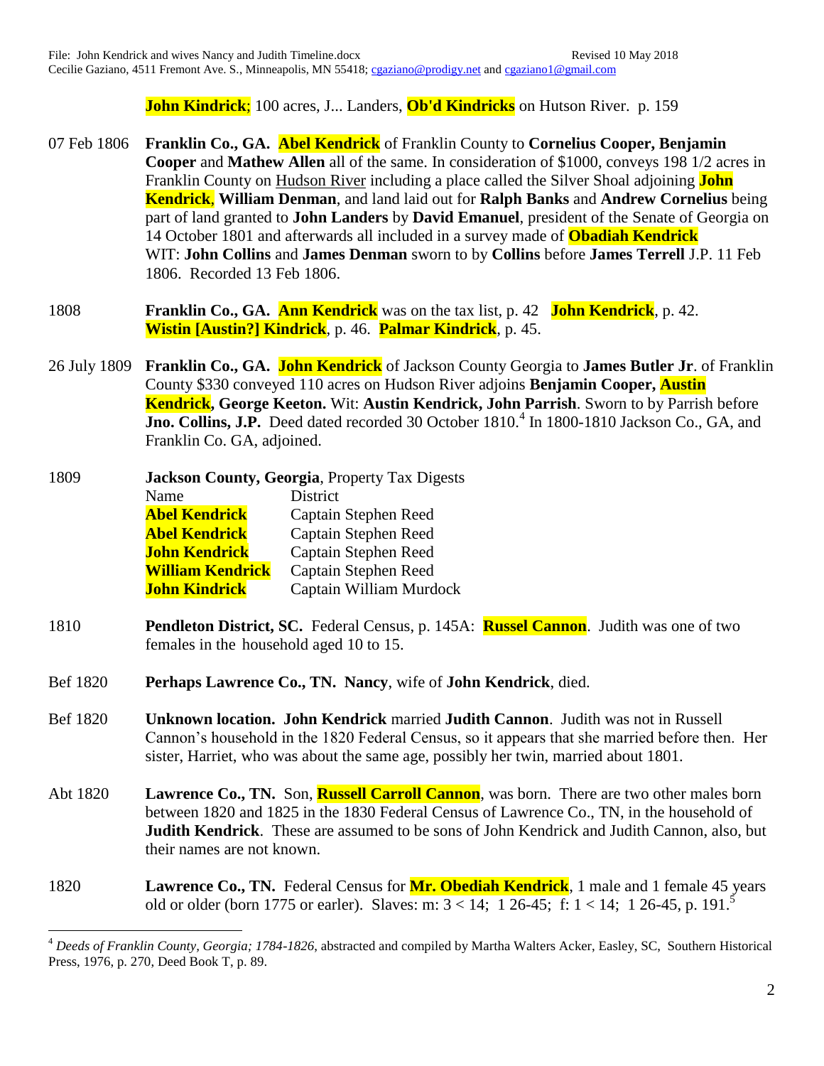**John Kindrick**; 100 acres, J... Landers, **Ob'd Kindricks** on Hutson River. p. 159

07 Feb 1806 **Franklin Co., GA.** **Abel Kendrick** of Franklin County to **Cornelius Cooper, Benjamin Cooper** and **Mathew Allen** all of the same. In consideration of $1000, conveys 198 1/2 acres in Franklin County on Hudson River including a place called the Silver Shoal adjoining **John Kendrick**, **William Denman**, and land laid out for **Ralph Banks** and **Andrew Cornelius** being part of land granted to **John Landers** by **David Emanuel**, president of the Senate of Georgia on 14 October 1801 and afterwards all included in a survey made of **Obadiah Kendrick** WIT: **John Collins** and **James Denman** sworn to by **Collins** before **James Terrell** J.P. 11 Feb 1806. Recorded 13 Feb 1806.

1808 **Franklin Co., GA.** **Ann Kendrick** was on the tax list, p. 42 **John Kendrick**, p. 42. **Wistin [Austin?] Kindrick**, p. 46. **Palmar Kindrick**, p. 45.

26 July 1809 **Franklin Co., GA.** **John Kendrick** of Jackson County Georgia to **James Butler Jr**. of Franklin County $330 conveyed 110 acres on Hudson River adjoins **Benjamin Cooper, Austin Kendrick, George Keeton.** Wit: **Austin Kendrick, John Parrish**. Sworn to by Parrish before **Jno. Collins, J.P.** Deed dated recorded 30 October 1810.[4] In 1800-1810 Jackson Co., GA, and Franklin Co. GA, adjoined.

1809 **Jackson County, Georgia**, Property Tax Digests

| Name | District |
|---|---|
| **Abel Kendrick** | Captain Stephen Reed |
| **Abel Kendrick** | Captain Stephen Reed |
| **John Kendrick** | Captain Stephen Reed |
| **William Kendrick** | Captain Stephen Reed |
| **John Kindrick** | Captain William Murdock |

1810 **Pendleton District, SC.** Federal Census, p. 145A: **Russel Cannon**. Judith was one of two females in the household aged 10 to 15.

Bef 1820 **Perhaps Lawrence Co., TN. Nancy**, wife of **John Kendrick**, died.

Bef 1820 **Unknown location. John Kendrick** married **Judith Cannon**. Judith was not in Russell Cannon's household in the 1820 Federal Census, so it appears that she married before then. Her sister, Harriet, who was about the same age, possibly her twin, married about 1801.

Abt 1820 **Lawrence Co., TN.** Son, **Russell Carroll Cannon**, was born. There are two other males born between 1820 and 1825 in the 1830 Federal Census of Lawrence Co., TN, in the household of **Judith Kendrick**. These are assumed to be sons of John Kendrick and Judith Cannon, also, but their names are not known.

1820 **Lawrence Co., TN.** Federal Census for **Mr. Obediah Kendrick**, 1 male and 1 female 45 years old or older (born 1775 or earler). Slaves: m: 3 < 14; 1 26-45; f: 1 < 14; 1 26-45, p. 191.[5]

---

[4] *Deeds of Franklin County, Georgia; 1784-1826*, abstracted and compiled by Martha Walters Acker, Easley, SC, Southern Historical Press, 1976, p. 270, Deed Book T, p. 89.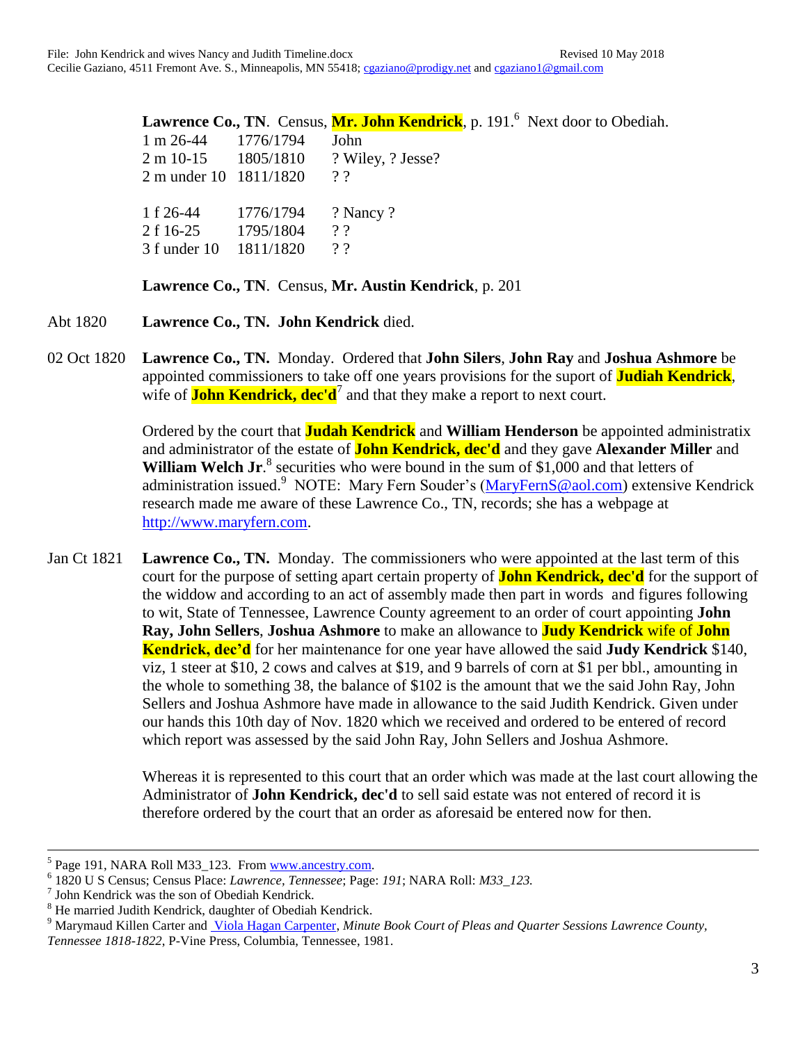**Lawrence Co., TN**. Census, **Mr. John Kendrick**, p. 191.[6] Next door to Obediah.

| | | |
|---|---|---|
| 1 m 26-44 | 1776/1794 | John |
| 2 m 10-15 | 1805/1810 | ? Wiley, ? Jesse? |
| 2 m under 10 | 1811/1820 | ? ? |
| 1 f 26-44 | 1776/1794 | ? Nancy ? |
| 2 f 16-25 | 1795/1804 | ? ? |
| 3 f under 10 | 1811/1820 | ? ? |

**Lawrence Co., TN**. Census, **Mr. Austin Kendrick**, p. 201

Abt 1820 **Lawrence Co., TN. John Kendrick** died.

02 Oct 1820 **Lawrence Co., TN.** Monday. Ordered that **John Silers**, **John Ray** and **Joshua Ashmore** be appointed commissioners to take off one years provisions for the suport of **Judiah Kendrick**, wife of **John Kendrick, dec'd**[7] and that they make a report to next court.

Ordered by the court that **Judah Kendrick** and **William Henderson** be appointed administratix and administrator of the estate of **John Kendrick, dec'd** and they gave **Alexander Miller** and **William Welch Jr**.[8] securities who were bound in the sum of $1,000 and that letters of administration issued.[9] NOTE: Mary Fern Souder's (MaryFernS@aol.com) extensive Kendrick research made me aware of these Lawrence Co., TN, records; she has a webpage at http://www.maryfern.com.

Jan Ct 1821 **Lawrence Co., TN.** Monday. The commissioners who were appointed at the last term of this court for the purpose of setting apart certain property of **John Kendrick, dec'd** for the support of the widdow and according to an act of assembly made then part in words and figures following to wit, State of Tennessee, Lawrence County agreement to an order of court appointing **John Ray, John Sellers**, **Joshua Ashmore** to make an allowance to **Judy Kendrick** wife of **John Kendrick, dec'd** for her maintenance for one year have allowed the said **Judy Kendrick** $140, viz, 1 steer at $10, 2 cows and calves at $19, and 9 barrels of corn at $1 per bbl., amounting in the whole to something 38, the balance of $102 is the amount that we the said John Ray, John Sellers and Joshua Ashmore have made in allowance to the said Judith Kendrick. Given under our hands this 10th day of Nov. 1820 which we received and ordered to be entered of record which report was assessed by the said John Ray, John Sellers and Joshua Ashmore.

Whereas it is represented to this court that an order which was made at the last court allowing the Administrator of **John Kendrick, dec'd** to sell said estate was not entered of record it is therefore ordered by the court that an order as aforesaid be entered now for then.

---

[5] Page 191, NARA Roll M33_123. From www.ancestry.com.

[6] 1820 U S Census; Census Place: *Lawrence, Tennessee*; Page: *191*; NARA Roll: *M33_123.*

[7] John Kendrick was the son of Obediah Kendrick.

[8] He married Judith Kendrick, daughter of Obediah Kendrick.

[9] Marymaud Killen Carter and Viola Hagan Carpenter, *Minute Book Court of Pleas and Quarter Sessions Lawrence County, Tennessee 1818-1822*, P-Vine Press, Columbia, Tennessee, 1981.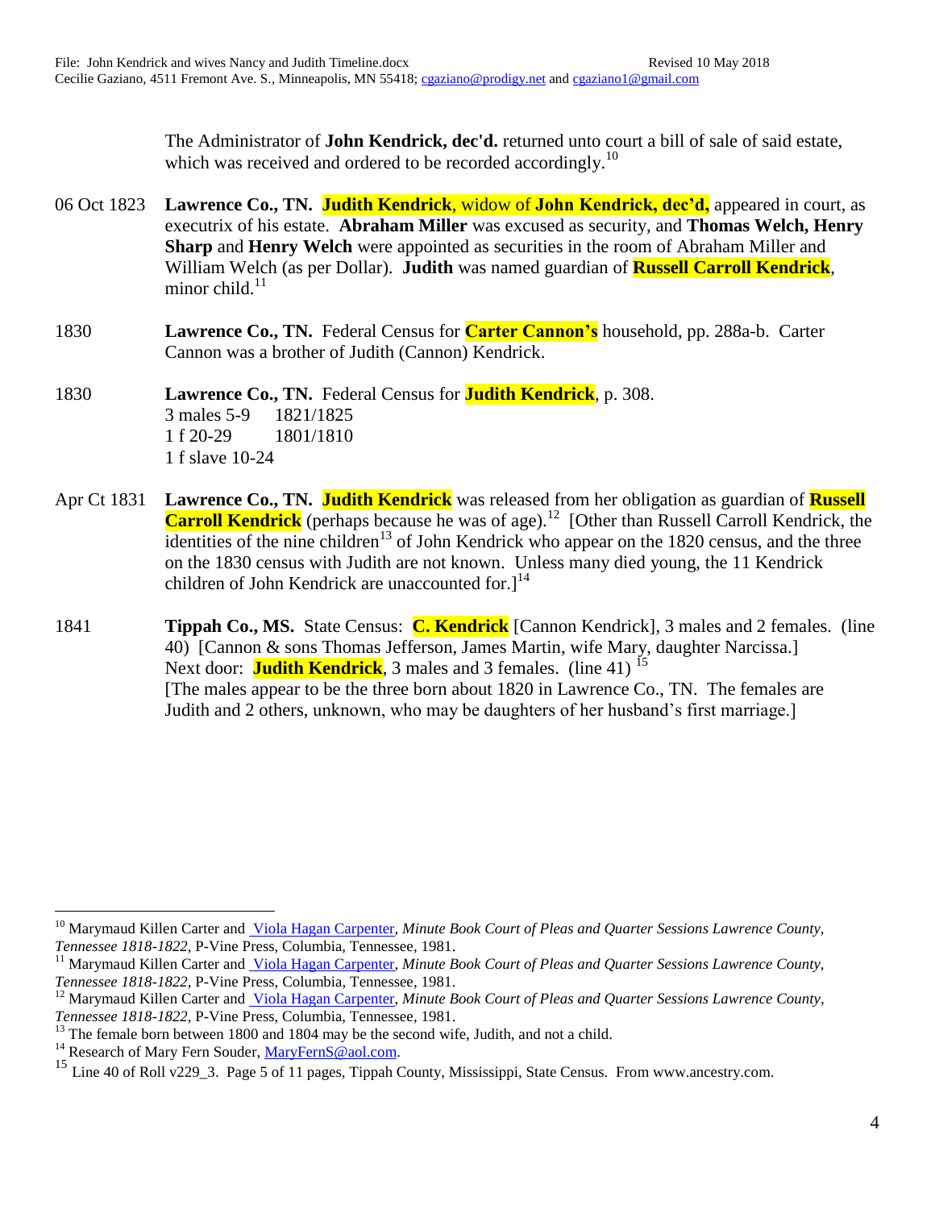The Administrator of **John Kendrick, dec'd.** returned unto court a bill of sale of said estate, which was received and ordered to be recorded accordingly.[10]

06 Oct 1823 **Lawrence Co., TN.** **Judith Kendrick**, widow of **John Kendrick, dec'd,** appeared in court, as executrix of his estate. **Abraham Miller** was excused as security, and **Thomas Welch, Henry Sharp** and **Henry Welch** were appointed as securities in the room of Abraham Miller and William Welch (as per Dollar). **Judith** was named guardian of **Russell Carroll Kendrick**, minor child.[11]

1830 **Lawrence Co., TN.** Federal Census for **Carter Cannon's** household, pp. 288a-b. Carter Cannon was a brother of Judith (Cannon) Kendrick.

1830 **Lawrence Co., TN.** Federal Census for **Judith Kendrick**, p. 308.
3 males 5-9 1821/1825
1 f 20-29 1801/1810
1 f slave 10-24

Apr Ct 1831 **Lawrence Co., TN.** **Judith Kendrick** was released from her obligation as guardian of **Russell Carroll Kendrick** (perhaps because he was of age).[12] [Other than Russell Carroll Kendrick, the identities of the nine children[13] of John Kendrick who appear on the 1820 census, and the three on the 1830 census with Judith are not known. Unless many died young, the 11 Kendrick children of John Kendrick are unaccounted for.][14]

1841 **Tippah Co., MS.** State Census: **C. Kendrick** [Cannon Kendrick], 3 males and 2 females. (line 40) [Cannon & sons Thomas Jefferson, James Martin, wife Mary, daughter Narcissa.]
Next door: **Judith Kendrick**, 3 males and 3 females. (line 41) [15]
[The males appear to be the three born about 1820 in Lawrence Co., TN. The females are Judith and 2 others, unknown, who may be daughters of her husband's first marriage.]

---

[10] Marymaud Killen Carter and Viola Hagan Carpenter, *Minute Book Court of Pleas and Quarter Sessions Lawrence County, Tennessee 1818-1822*, P-Vine Press, Columbia, Tennessee, 1981.

[11] Marymaud Killen Carter and Viola Hagan Carpenter, *Minute Book Court of Pleas and Quarter Sessions Lawrence County, Tennessee 1818-1822*, P-Vine Press, Columbia, Tennessee, 1981.

[12] Marymaud Killen Carter and Viola Hagan Carpenter, *Minute Book Court of Pleas and Quarter Sessions Lawrence County, Tennessee 1818-1822*, P-Vine Press, Columbia, Tennessee, 1981.

[13] The female born between 1800 and 1804 may be the second wife, Judith, and not a child.

[14] Research of Mary Fern Souder, MaryFernS@aol.com.

[15] Line 40 of Roll v229_3. Page 5 of 11 pages, Tippah County, Mississippi, State Census. From www.ancestry.com.